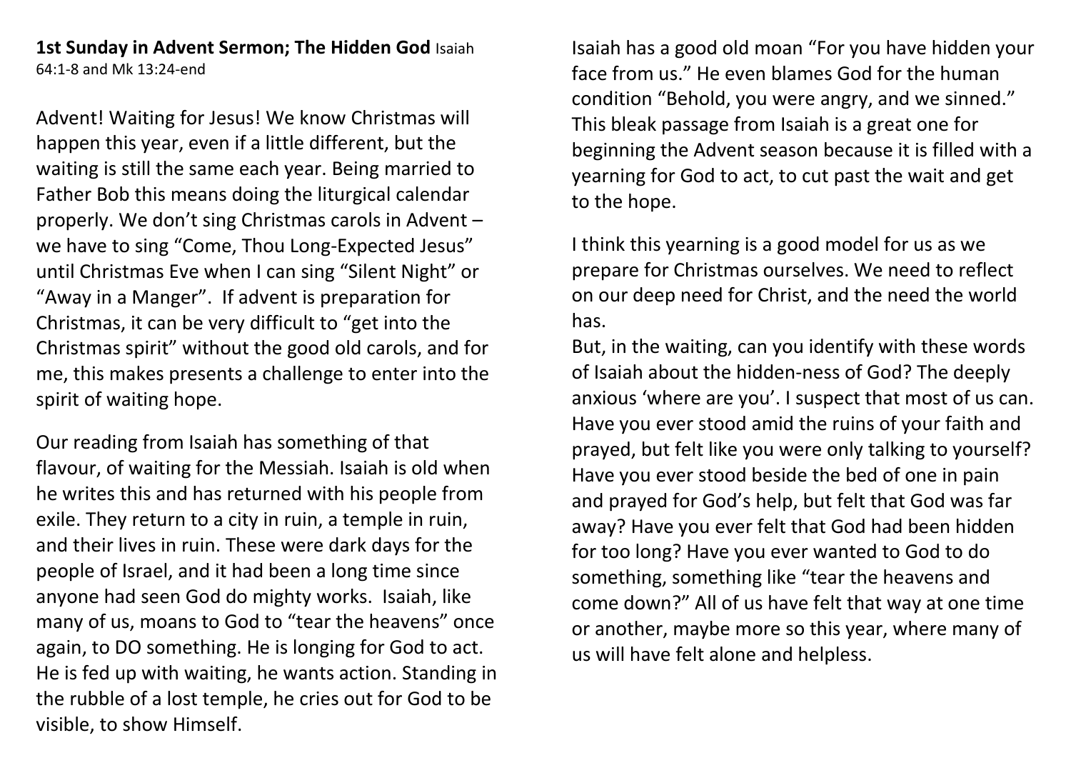**1st Sunday in Advent Sermon; The Hidden God** Isaiah 64:1-8 and Mk 13:24-end

Advent! Waiting for Jesus! We know Christmas will happen this year, even if a little different, but the waiting is still the same each year. Being married to Father Bob this means doing the liturgical calendar properly. We don't sing Christmas carols in Advent – we have to sing "Come, Thou Long-Expected Jesus" until Christmas Eve when I can sing "Silent Night" or "Away in a Manger". If advent is preparation for Christmas, it can be very difficult to "get into the Christmas spirit" without the good old carols, and for me, this makes presents a challenge to enter into the spirit of waiting hope.

Our reading from Isaiah has something of that flavour, of waiting for the Messiah. Isaiah is old when he writes this and has returned with his people from exile. They return to a city in ruin, a temple in ruin, and their lives in ruin. These were dark days for the people of Israel, and it had been a long time since anyone had seen God do mighty works. Isaiah, like many of us, moans to God to "tear the heavens" once again, to DO something. He is longing for God to act. He is fed up with waiting, he wants action. Standing in the rubble of a lost temple, he cries out for God to be visible, to show Himself.

Isaiah has a good old moan "For you have hidden your face from us." He even blames God for the human condition "Behold, you were angry, and we sinned." This bleak passage from Isaiah is a great one for beginning the Advent season because it is filled with a yearning for God to act, to cut past the wait and get to the hope.

I think this yearning is a good model for us as we prepare for Christmas ourselves. We need to reflect on our deep need for Christ, and the need the world has.

But, in the waiting, can you identify with these words of Isaiah about the hidden-ness of God? The deeply anxious 'where are you'. I suspect that most of us can. Have you ever stood amid the ruins of your faith and prayed, but felt like you were only talking to yourself? Have you ever stood beside the bed of one in pain and prayed for God's help, but felt that God was far away? Have you ever felt that God had been hidden for too long? Have you ever wanted to God to do something, something like "tear the heavens and come down?" All of us have felt that way at one time or another, maybe more so this year, where many of us will have felt alone and helpless.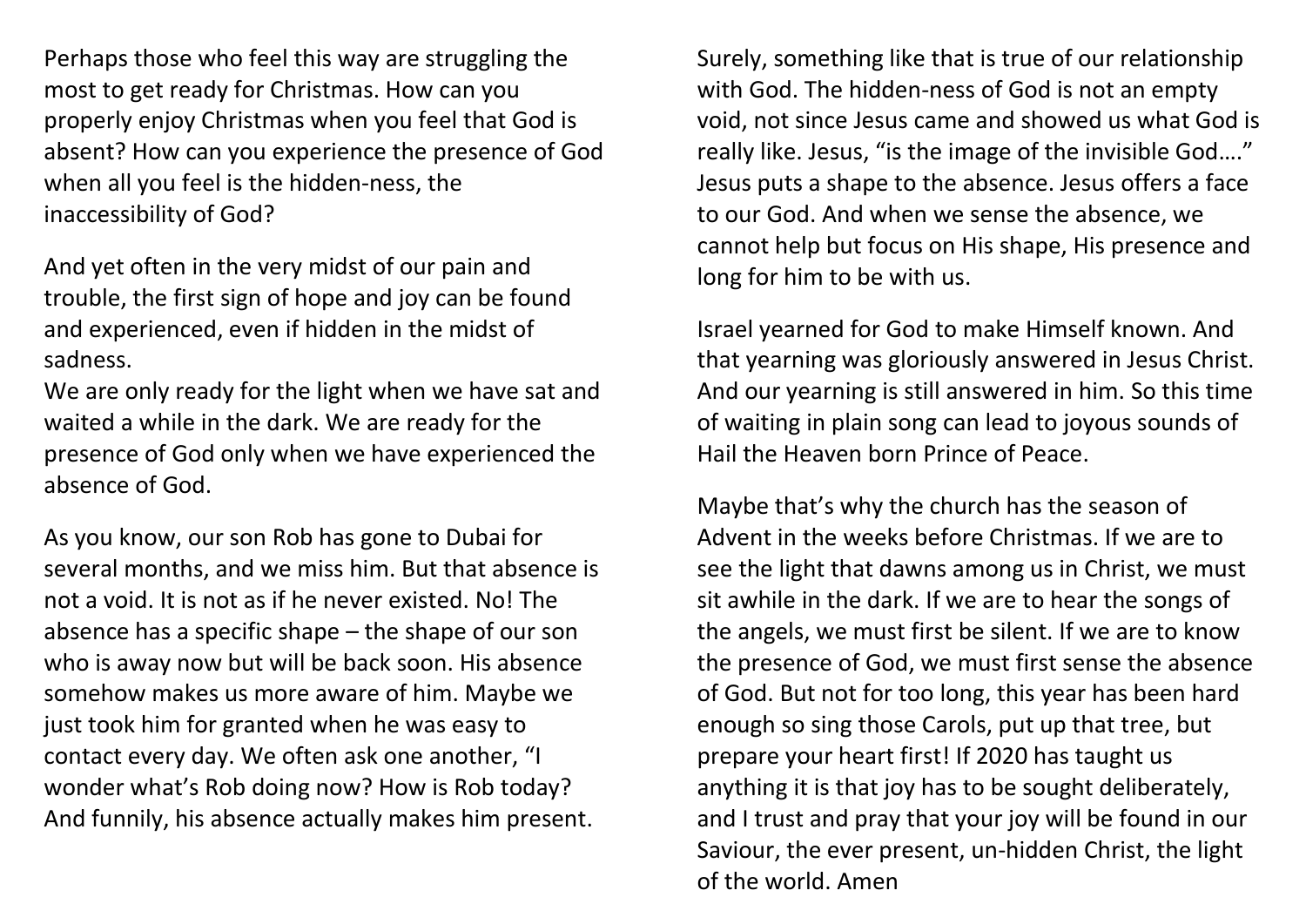Perhaps those who feel this way are struggling the most to get ready for Christmas. How can you properly enjoy Christmas when you feel that God is absent? How can you experience the presence of God when all you feel is the hidden-ness, the inaccessibility of God?

And yet often in the very midst of our pain and trouble, the first sign of hope and joy can be found and experienced, even if hidden in the midst of sadness.

We are only ready for the light when we have sat and waited a while in the dark. We are ready for the presence of God only when we have experienced the absence of God.

As you know, our son Rob has gone to Dubai for several months, and we miss him. But that absence is not a void. It is not as if he never existed. No! The absence has a specific shape – the shape of our son who is away now but will be back soon. His absence somehow makes us more aware of him. Maybe we just took him for granted when he was easy to contact every day. We often ask one another, "I wonder what's Rob doing now? How is Rob today? And funnily, his absence actually makes him present.

Surely, something like that is true of our relationship with God. The hidden-ness of God is not an empty void, not since Jesus came and showed us what God is really like. Jesus, "is the image of the invisible God…." Jesus puts a shape to the absence. Jesus offers a face to our God. And when we sense the absence, we cannot help but focus on His shape, His presence and long for him to be with us.

Israel yearned for God to make Himself known. And that yearning was gloriously answered in Jesus Christ. And our yearning is still answered in him. So this time of waiting in plain song can lead to joyous sounds of Hail the Heaven born Prince of Peace.

Maybe that's why the church has the season of Advent in the weeks before Christmas. If we are to see the light that dawns among us in Christ, we must sit awhile in the dark. If we are to hear the songs of the angels, we must first be silent. If we are to know the presence of God, we must first sense the absence of God. But not for too long, this year has been hard enough so sing those Carols, put up that tree, but prepare your heart first! If 2020 has taught us anything it is that joy has to be sought deliberately, and I trust and pray that your joy will be found in our Saviour, the ever present, un-hidden Christ, the light of the world. Amen